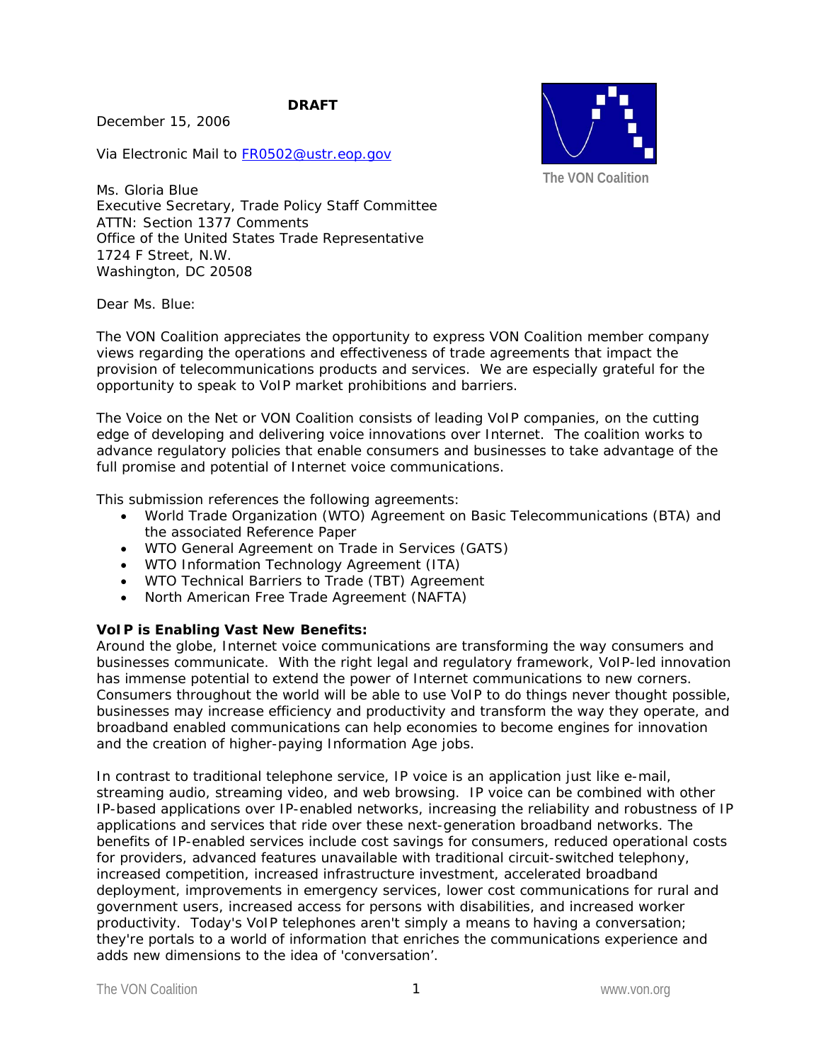**DRAFT**

December 15, 2006

Via Electronic Mail to FR0502@ustr.eop.gov

The VON Coalition

Ms. Gloria Blue
Executive Secretary, Trade Policy Staff Committee
ATTN: Section 1377 Comments
Office of the United States Trade Representative
1724 F Street, N.W.
Washington, DC 20508

Dear Ms. Blue:

The VON Coalition appreciates the opportunity to express VON Coalition member company views regarding the operations and effectiveness of trade agreements that impact the provision of telecommunications products and services. We are especially grateful for the opportunity to speak to VoIP market prohibitions and barriers.

The Voice on the Net or VON Coalition consists of leading VoIP companies, on the cutting edge of developing and delivering voice innovations over Internet. The coalition works to advance regulatory policies that enable consumers and businesses to take advantage of the full promise and potential of Internet voice communications.

This submission references the following agreements:

- World Trade Organization (WTO) Agreement on Basic Telecommunications (BTA) and the associated Reference Paper
- WTO General Agreement on Trade in Services (GATS)
- WTO Information Technology Agreement (ITA)
- WTO Technical Barriers to Trade (TBT) Agreement
- North American Free Trade Agreement (NAFTA)

**VoIP is Enabling Vast New Benefits:**

Around the globe, Internet voice communications are transforming the way consumers and businesses communicate. With the right legal and regulatory framework, VoIP-led innovation has immense potential to extend the power of Internet communications to new corners. Consumers throughout the world will be able to use VoIP to do things never thought possible, businesses may increase efficiency and productivity and transform the way they operate, and broadband enabled communications can help economies to become engines for innovation and the creation of higher-paying Information Age jobs.

In contrast to traditional telephone service, IP voice is an application just like e-mail, streaming audio, streaming video, and web browsing. IP voice can be combined with other IP-based applications over IP-enabled networks, increasing the reliability and robustness of IP applications and services that ride over these next-generation broadband networks. The benefits of IP-enabled services include cost savings for consumers, reduced operational costs for providers, advanced features unavailable with traditional circuit-switched telephony, increased competition, increased infrastructure investment, accelerated broadband deployment, improvements in emergency services, lower cost communications for rural and government users, increased access for persons with disabilities, and increased worker productivity. Today's VoIP telephones aren't simply a means to having a conversation; they're portals to a world of information that enriches the communications experience and adds new dimensions to the idea of 'conversation'.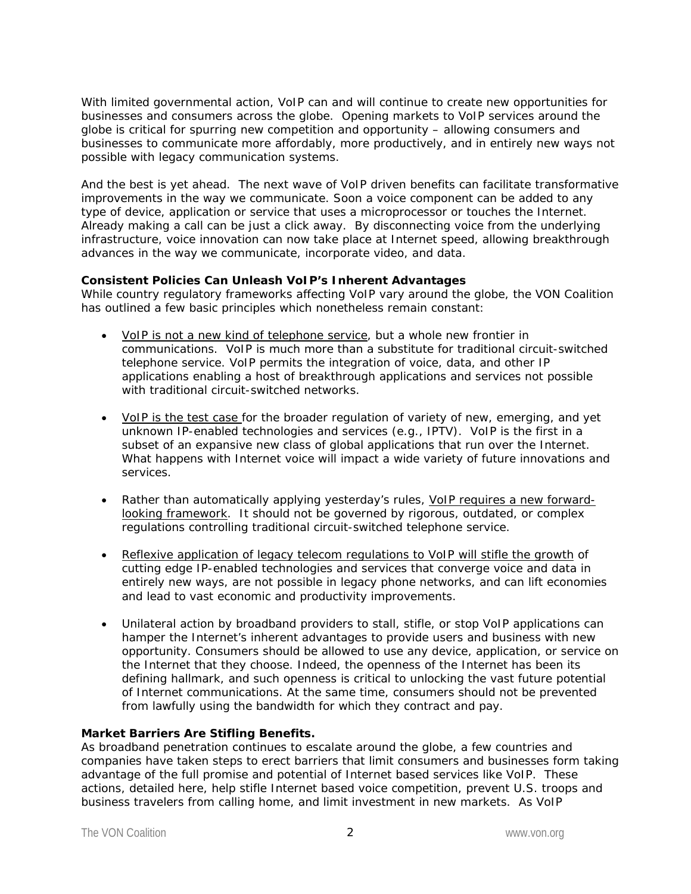With limited governmental action, VoIP can and will continue to create new opportunities for businesses and consumers across the globe. Opening markets to VoIP services around the globe is critical for spurring new competition and opportunity – allowing consumers and businesses to communicate more affordably, more productively, and in entirely new ways not possible with legacy communication systems.

And the best is yet ahead. The next wave of VoIP driven benefits can facilitate transformative improvements in the way we communicate. Soon a voice component can be added to any type of device, application or service that uses a microprocessor or touches the Internet. Already making a call can be just a click away. By disconnecting voice from the underlying infrastructure, voice innovation can now take place at Internet speed, allowing breakthrough advances in the way we communicate, incorporate video, and data.

**Consistent Policies Can Unleash VoIP's Inherent Advantages**

While country regulatory frameworks affecting VoIP vary around the globe, the VON Coalition has outlined a few basic principles which nonetheless remain constant:

- <u>VoIP is not a new kind of telephone service</u>, but a whole new frontier in communications. VoIP is much more than a substitute for traditional circuit-switched telephone service. VoIP permits the integration of voice, data, and other IP applications enabling a host of breakthrough applications and services not possible with traditional circuit-switched networks.

- <u>VoIP is the test case</u> for the broader regulation of variety of new, emerging, and yet unknown IP-enabled technologies and services (e.g., IPTV). VoIP is the first in a subset of an expansive new class of global applications that run over the Internet. What happens with Internet voice will impact a wide variety of future innovations and services.

- Rather than automatically applying yesterday's rules, <u>VoIP requires a new forward-looking framework</u>. It should not be governed by rigorous, outdated, or complex regulations controlling traditional circuit-switched telephone service.

- <u>Reflexive application of legacy telecom regulations to VoIP will stifle the growth</u> of cutting edge IP-enabled technologies and services that converge voice and data in entirely new ways, are not possible in legacy phone networks, and can lift economies and lead to vast economic and productivity improvements.

- Unilateral action by broadband providers to stall, stifle, or stop VoIP applications can hamper the Internet's inherent advantages to provide users and business with new opportunity. Consumers should be allowed to use any device, application, or service on the Internet that they choose. Indeed, the openness of the Internet has been its defining hallmark, and such openness is critical to unlocking the vast future potential of Internet communications. At the same time, consumers should not be prevented from lawfully using the bandwidth for which they contract and pay.

**Market Barriers Are Stifling Benefits.**

As broadband penetration continues to escalate around the globe, a few countries and companies have taken steps to erect barriers that limit consumers and businesses form taking advantage of the full promise and potential of Internet based services like VoIP. These actions, detailed here, help stifle Internet based voice competition, prevent U.S. troops and business travelers from calling home, and limit investment in new markets. As VoIP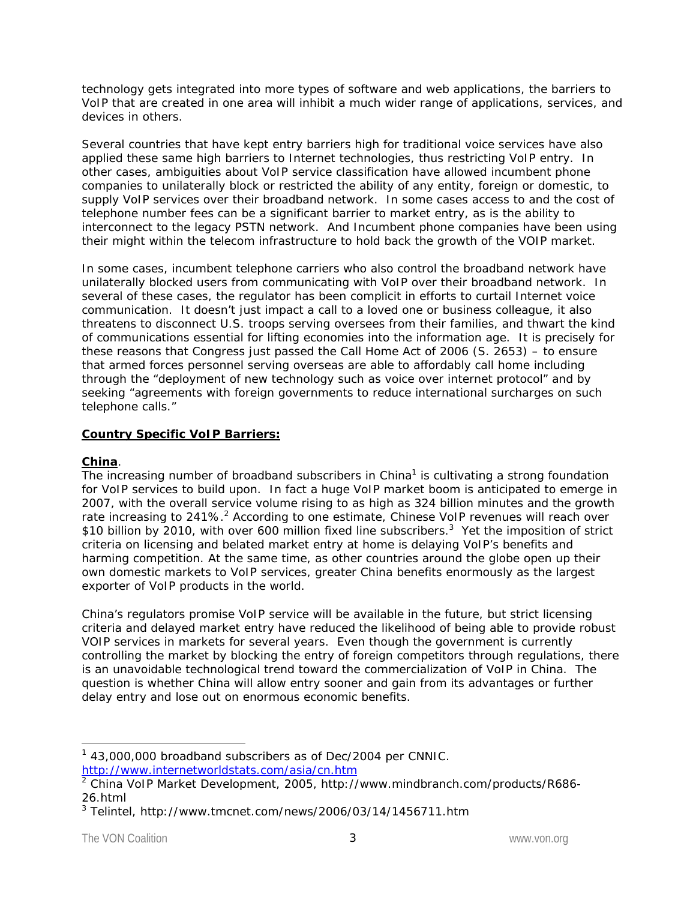technology gets integrated into more types of software and web applications, the barriers to VoIP that are created in one area will inhibit a much wider range of applications, services, and devices in others.

Several countries that have kept entry barriers high for traditional voice services have also applied these same high barriers to Internet technologies, thus restricting VoIP entry. In other cases, ambiguities about VoIP service classification have allowed incumbent phone companies to unilaterally block or restricted the ability of any entity, foreign or domestic, to supply VoIP services over their broadband network. In some cases access to and the cost of telephone number fees can be a significant barrier to market entry, as is the ability to interconnect to the legacy PSTN network. And Incumbent phone companies have been using their might within the telecom infrastructure to hold back the growth of the VOIP market.

In some cases, incumbent telephone carriers who also control the broadband network have unilaterally blocked users from communicating with VoIP over their broadband network. In several of these cases, the regulator has been complicit in efforts to curtail Internet voice communication. It doesn't just impact a call to a loved one or business colleague, it also threatens to disconnect U.S. troops serving oversees from their families, and thwart the kind of communications essential for lifting economies into the information age. It is precisely for these reasons that Congress just passed the Call Home Act of 2006 (S. 2653) – to ensure that armed forces personnel serving overseas are able to affordably call home including through the "deployment of new technology such as voice over internet protocol" and by seeking "agreements with foreign governments to reduce international surcharges on such telephone calls."

## Country Specific VoIP Barriers:

### China.

The increasing number of broadband subscribers in China[1] is cultivating a strong foundation for VoIP services to build upon. In fact a huge VoIP market boom is anticipated to emerge in 2007, with the overall service volume rising to as high as 324 billion minutes and the growth rate increasing to 241%.[2] According to one estimate, Chinese VoIP revenues will reach over $10 billion by 2010, with over 600 million fixed line subscribers.[3] Yet the imposition of strict criteria on licensing and belated market entry at home is delaying VoIP's benefits and harming competition. At the same time, as other countries around the globe open up their own domestic markets to VoIP services, greater China benefits enormously as the largest exporter of VoIP products in the world.

China's regulators promise VoIP service will be available in the future, but strict licensing criteria and delayed market entry have reduced the likelihood of being able to provide robust VOIP services in markets for several years. Even though the government is currently controlling the market by blocking the entry of foreign competitors through regulations, there is an unavoidable technological trend toward the commercialization of VoIP in China. The question is whether China will allow entry sooner and gain from its advantages or further delay entry and lose out on enormous economic benefits.

---

[1] 43,000,000 broadband subscribers as of Dec/2004 per CNNIC. http://www.internetworldstats.com/asia/cn.htm

[2] China VoIP Market Development, 2005, http://www.mindbranch.com/products/R686-26.html

[3] Telintel, http://www.tmcnet.com/news/2006/03/14/1456711.htm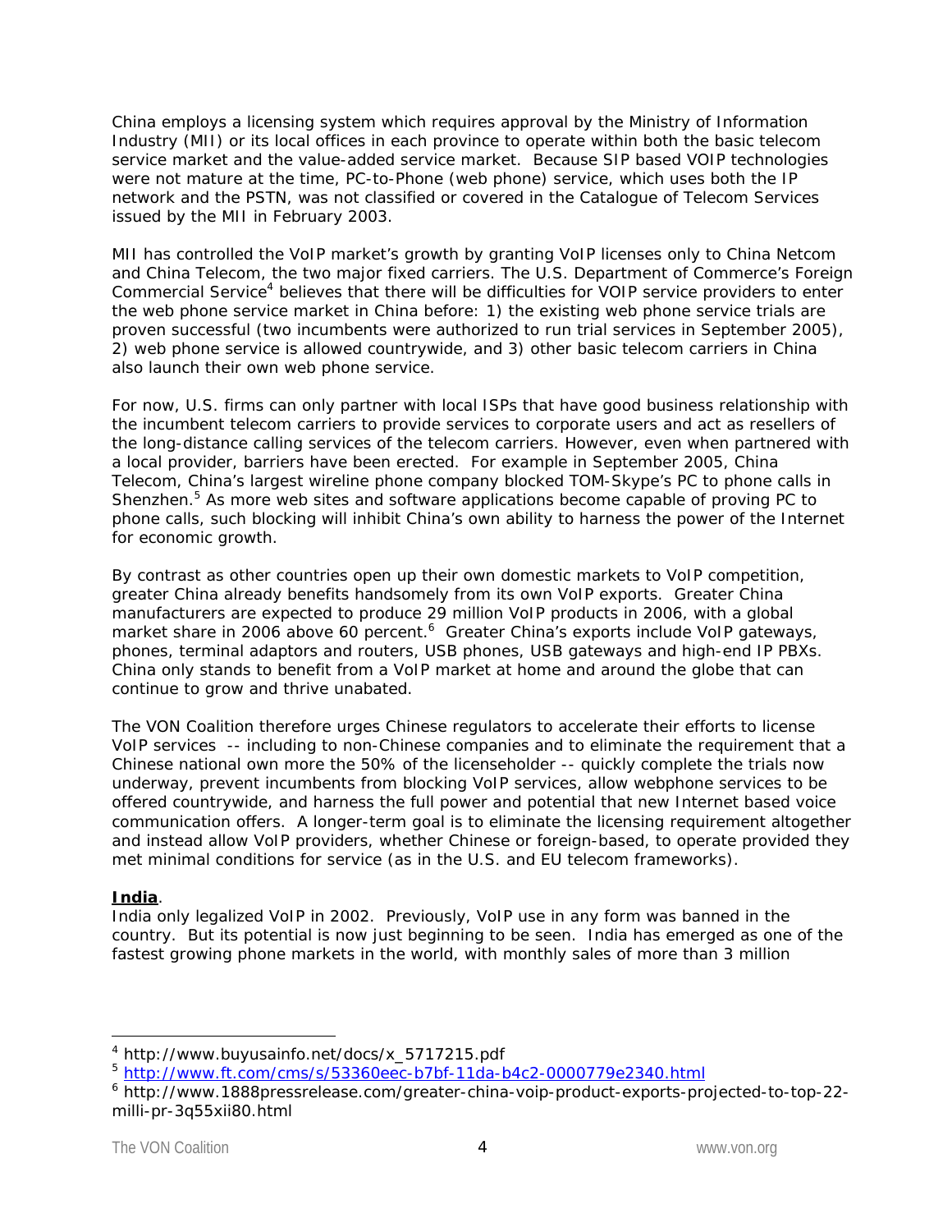China employs a licensing system which requires approval by the Ministry of Information Industry (MII) or its local offices in each province to operate within both the basic telecom service market and the value-added service market. Because SIP based VOIP technologies were not mature at the time, PC-to-Phone (web phone) service, which uses both the IP network and the PSTN, was not classified or covered in the Catalogue of Telecom Services issued by the MII in February 2003.

MII has controlled the VoIP market's growth by granting VoIP licenses only to China Netcom and China Telecom, the two major fixed carriers. The U.S. Department of Commerce's Foreign Commercial Service[4] believes that there will be difficulties for VOIP service providers to enter the web phone service market in China before: 1) the existing web phone service trials are proven successful (two incumbents were authorized to run trial services in September 2005), 2) web phone service is allowed countrywide, and 3) other basic telecom carriers in China also launch their own web phone service.

For now, U.S. firms can only partner with local ISPs that have good business relationship with the incumbent telecom carriers to provide services to corporate users and act as resellers of the long-distance calling services of the telecom carriers. However, even when partnered with a local provider, barriers have been erected. For example in September 2005, China Telecom, China's largest wireline phone company blocked TOM-Skype's PC to phone calls in Shenzhen.[5] As more web sites and software applications become capable of proving PC to phone calls, such blocking will inhibit China's own ability to harness the power of the Internet for economic growth.

By contrast as other countries open up their own domestic markets to VoIP competition, greater China already benefits handsomely from its own VoIP exports. Greater China manufacturers are expected to produce 29 million VoIP products in 2006, with a global market share in 2006 above 60 percent.[6] Greater China's exports include VoIP gateways, phones, terminal adaptors and routers, USB phones, USB gateways and high-end IP PBXs. China only stands to benefit from a VoIP market at home and around the globe that can continue to grow and thrive unabated.

The VON Coalition therefore urges Chinese regulators to accelerate their efforts to license VoIP services -- including to non-Chinese companies and to eliminate the requirement that a Chinese national own more the 50% of the licenseholder -- quickly complete the trials now underway, prevent incumbents from blocking VoIP services, allow webphone services to be offered countrywide, and harness the full power and potential that new Internet based voice communication offers. A longer-term goal is to eliminate the licensing requirement altogether and instead allow VoIP providers, whether Chinese or foreign-based, to operate provided they met minimal conditions for service (as in the U.S. and EU telecom frameworks).

**India**.

India only legalized VoIP in 2002. Previously, VoIP use in any form was banned in the country. But its potential is now just beginning to be seen. India has emerged as one of the fastest growing phone markets in the world, with monthly sales of more than 3 million

---

[4] http://www.buyusainfo.net/docs/x_5717215.pdf

[5] http://www.ft.com/cms/s/53360eec-b7bf-11da-b4c2-0000779e2340.html

[6] http://www.1888pressrelease.com/greater-china-voip-product-exports-projected-to-top-22-milli-pr-3q55xii80.html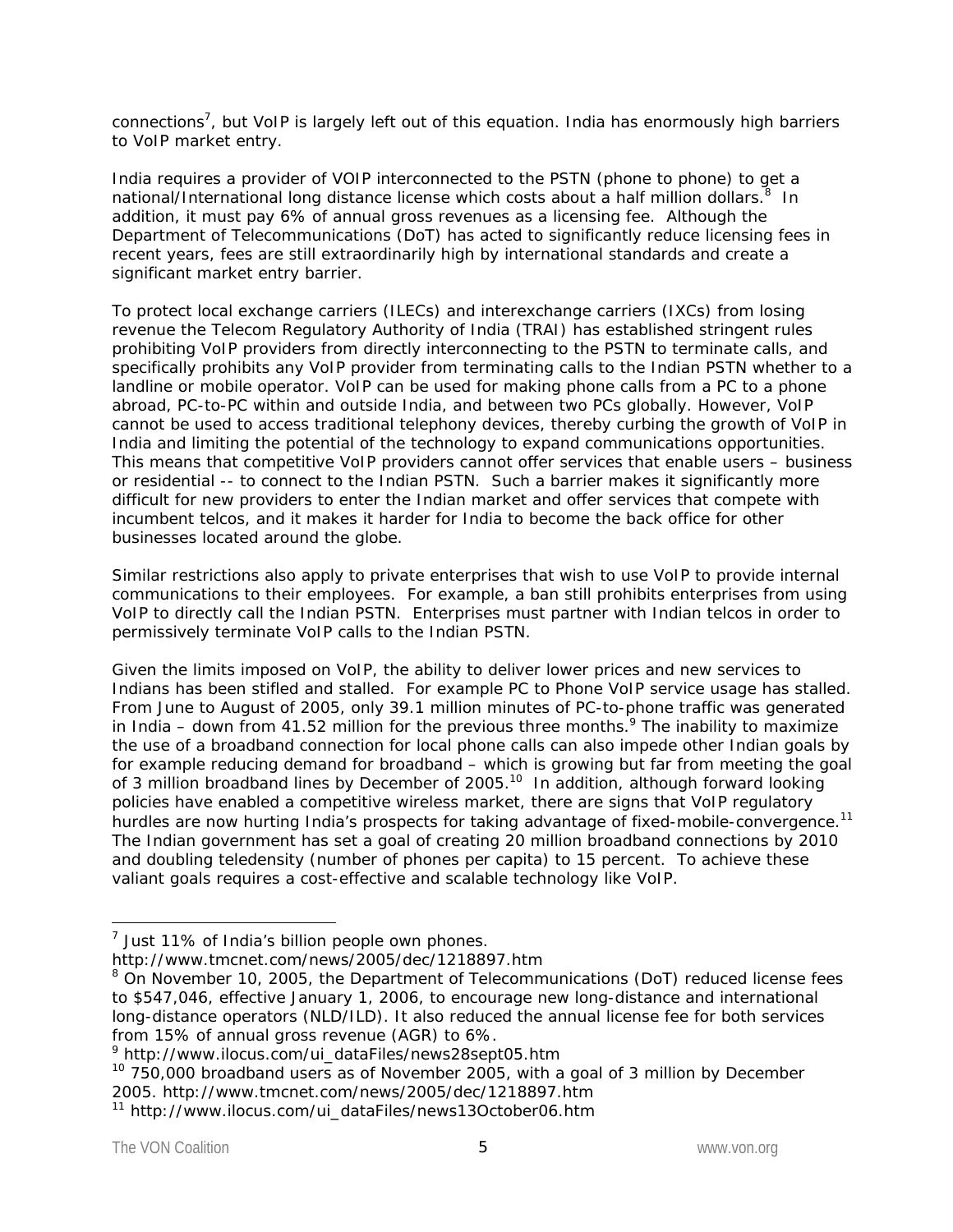connections[7], but VoIP is largely left out of this equation. India has enormously high barriers to VoIP market entry.

India requires a provider of VOIP interconnected to the PSTN (phone to phone) to get a national/International long distance license which costs about a half million dollars.[8] In addition, it must pay 6% of annual gross revenues as a licensing fee. Although the Department of Telecommunications (DoT) has acted to significantly reduce licensing fees in recent years, fees are still extraordinarily high by international standards and create a significant market entry barrier.

To protect local exchange carriers (ILECs) and interexchange carriers (IXCs) from losing revenue the Telecom Regulatory Authority of India (TRAI) has established stringent rules prohibiting VoIP providers from directly interconnecting to the PSTN to terminate calls, and specifically prohibits any VoIP provider from terminating calls to the Indian PSTN whether to a landline or mobile operator. VoIP can be used for making phone calls from a PC to a phone abroad, PC-to-PC within and outside India, and between two PCs globally. However, VoIP cannot be used to access traditional telephony devices, thereby curbing the growth of VoIP in India and limiting the potential of the technology to expand communications opportunities. This means that competitive VoIP providers cannot offer services that enable users – business or residential -- to connect to the Indian PSTN. Such a barrier makes it significantly more difficult for new providers to enter the Indian market and offer services that compete with incumbent telcos, and it makes it harder for India to become the back office for other businesses located around the globe.

Similar restrictions also apply to private enterprises that wish to use VoIP to provide internal communications to their employees. For example, a ban still prohibits enterprises from using VoIP to directly call the Indian PSTN. Enterprises must partner with Indian telcos in order to permissively terminate VoIP calls to the Indian PSTN.

Given the limits imposed on VoIP, the ability to deliver lower prices and new services to Indians has been stifled and stalled. For example PC to Phone VoIP service usage has stalled. From June to August of 2005, only 39.1 million minutes of PC-to-phone traffic was generated in India – down from 41.52 million for the previous three months.[9] The inability to maximize the use of a broadband connection for local phone calls can also impede other Indian goals by for example reducing demand for broadband – which is growing but far from meeting the goal of 3 million broadband lines by December of 2005.[10] In addition, although forward looking policies have enabled a competitive wireless market, there are signs that VoIP regulatory hurdles are now hurting India's prospects for taking advantage of fixed-mobile-convergence.[11] The Indian government has set a goal of creating 20 million broadband connections by 2010 and doubling teledensity (number of phones per capita) to 15 percent. To achieve these valiant goals requires a cost-effective and scalable technology like VoIP.

---

[7] Just 11% of India's billion people own phones. http://www.tmcnet.com/news/2005/dec/1218897.htm

[8] On November 10, 2005, the Department of Telecommunications (DoT) reduced license fees to $547,046, effective January 1, 2006, to encourage new long-distance and international long-distance operators (NLD/ILD). It also reduced the annual license fee for both services from 15% of annual gross revenue (AGR) to 6%.

[9] http://www.ilocus.com/ui_dataFiles/news28sept05.htm

[10] 750,000 broadband users as of November 2005, with a goal of 3 million by December 2005. http://www.tmcnet.com/news/2005/dec/1218897.htm

[11] http://www.ilocus.com/ui_dataFiles/news13October06.htm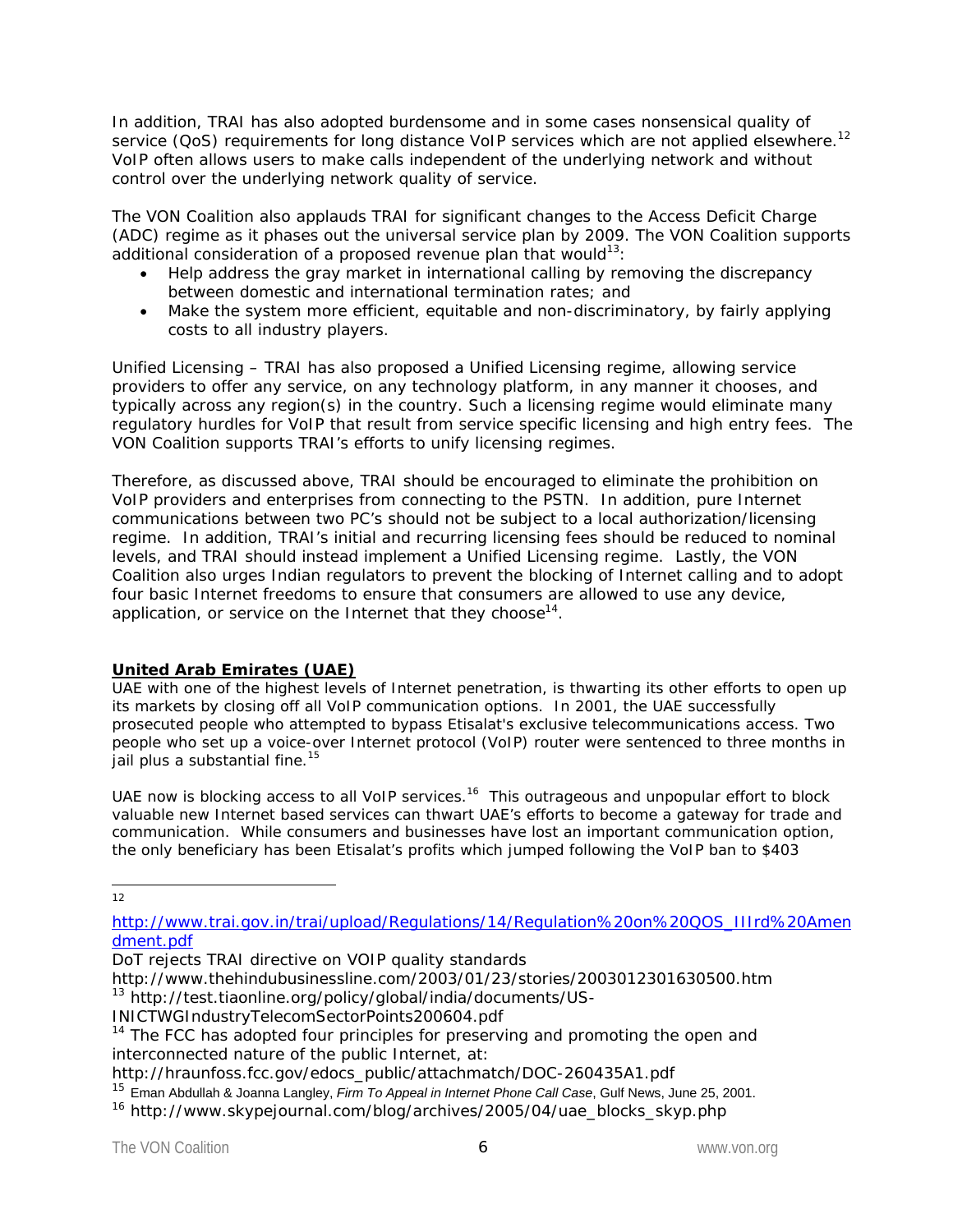In addition, TRAI has also adopted burdensome and in some cases nonsensical quality of service (QoS) requirements for long distance VoIP services which are not applied elsewhere.[12] VoIP often allows users to make calls independent of the underlying network and without control over the underlying network quality of service.

The VON Coalition also applauds TRAI for significant changes to the Access Deficit Charge (ADC) regime as it phases out the universal service plan by 2009. The VON Coalition supports additional consideration of a proposed revenue plan that would[13]:

- Help address the gray market in international calling by removing the discrepancy between domestic and international termination rates; and
- Make the system more efficient, equitable and non-discriminatory, by fairly applying costs to all industry players.

Unified Licensing – TRAI has also proposed a Unified Licensing regime, allowing service providers to offer any service, on any technology platform, in any manner it chooses, and typically across any region(s) in the country. Such a licensing regime would eliminate many regulatory hurdles for VoIP that result from service specific licensing and high entry fees. The VON Coalition supports TRAI's efforts to unify licensing regimes.

Therefore, as discussed above, TRAI should be encouraged to eliminate the prohibition on VoIP providers and enterprises from connecting to the PSTN. In addition, pure Internet communications between two PC's should not be subject to a local authorization/licensing regime. In addition, TRAI's initial and recurring licensing fees should be reduced to nominal levels, and TRAI should instead implement a Unified Licensing regime. Lastly, the VON Coalition also urges Indian regulators to prevent the blocking of Internet calling and to adopt four basic Internet freedoms to ensure that consumers are allowed to use any device, application, or service on the Internet that they choose[14].

## **United Arab Emirates (UAE)**

UAE with one of the highest levels of Internet penetration, is thwarting its other efforts to open up its markets by closing off all VoIP communication options. In 2001, the UAE successfully prosecuted people who attempted to bypass Etisalat's exclusive telecommunications access. Two people who set up a voice-over Internet protocol (VoIP) router were sentenced to three months in jail plus a substantial fine.[15]

UAE now is blocking access to all VoIP services.[16] This outrageous and unpopular effort to block valuable new Internet based services can thwart UAE's efforts to become a gateway for trade and communication. While consumers and businesses have lost an important communication option, the only beneficiary has been Etisalat's profits which jumped following the VoIP ban to $403

---

[12] http://www.trai.gov.in/trai/upload/Regulations/14/Regulation%20on%20QOS_IIIrd%20Amendment.pdf
DoT rejects TRAI directive on VOIP quality standards
http://www.thehindubusinessline.com/2003/01/23/stories/2003012301630500.htm

[13] http://test.tiaonline.org/policy/global/india/documents/US-INICTWGIndustryTelecomSectorPoints200604.pdf

[14] The FCC has adopted four principles for preserving and promoting the open and interconnected nature of the public Internet, at:
http://hraunfoss.fcc.gov/edocs_public/attachmatch/DOC-260435A1.pdf

[15] Eman Abdullah & Joanna Langley, *Firm To Appeal in Internet Phone Call Case*, Gulf News, June 25, 2001.

[16] http://www.skypejournal.com/blog/archives/2005/04/uae_blocks_skyp.php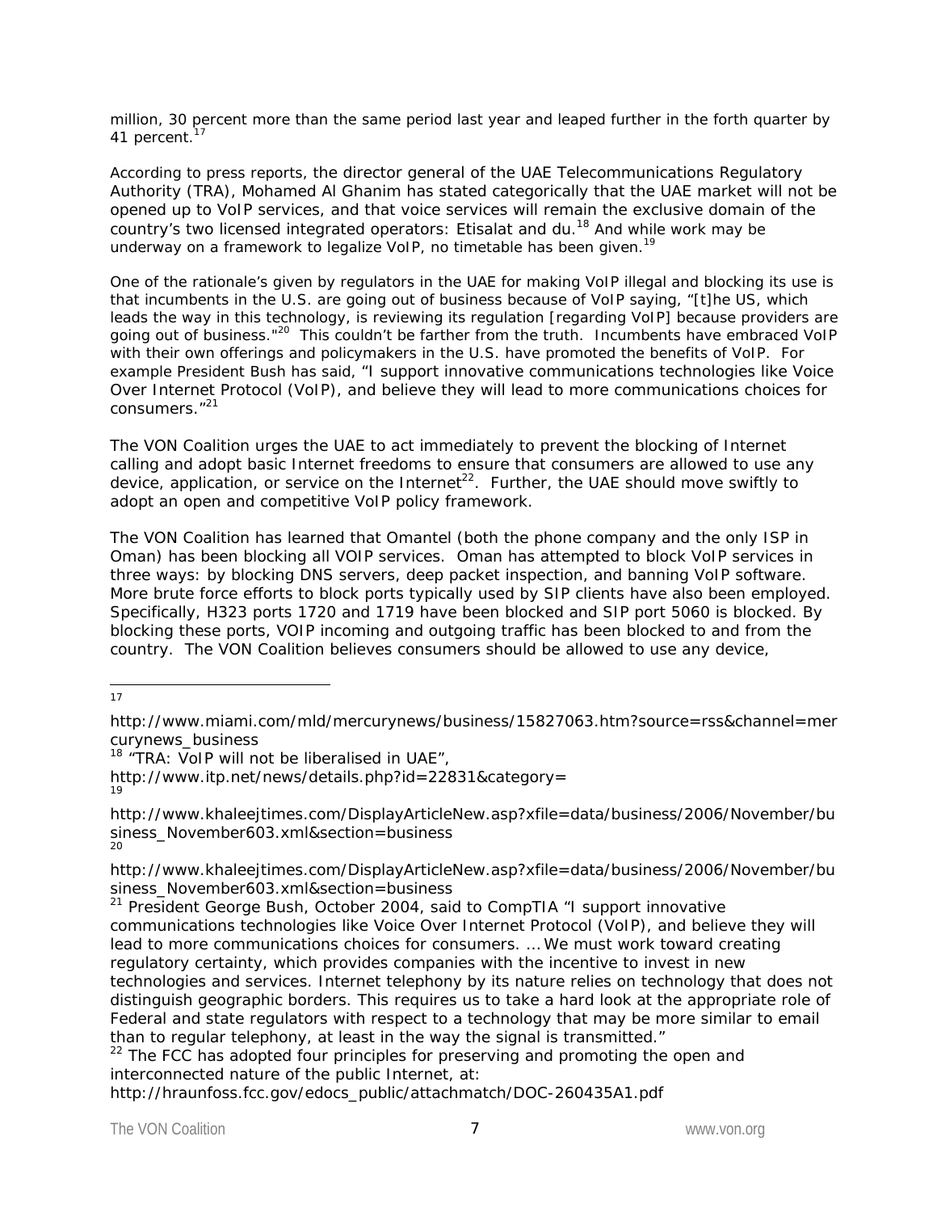million, 30 percent more than the same period last year and leaped further in the forth quarter by 41 percent.[17]

According to press reports, the director general of the UAE Telecommunications Regulatory Authority (TRA), Mohamed Al Ghanim has stated categorically that the UAE market will not be opened up to VoIP services, and that voice services will remain the exclusive domain of the country's two licensed integrated operators: Etisalat and du.[18] And while work may be underway on a framework to legalize VoIP, no timetable has been given.[19]

One of the rationale's given by regulators in the UAE for making VoIP illegal and blocking its use is that incumbents in the U.S. are going out of business because of VoIP saying, "[t]he US, which leads the way in this technology, is reviewing its regulation [regarding VoIP] because providers are going out of business."[20] This couldn't be farther from the truth. Incumbents have embraced VoIP with their own offerings and policymakers in the U.S. have promoted the benefits of VoIP. For example President Bush has said, "I support innovative communications technologies like Voice Over Internet Protocol (VoIP), and believe they will lead to more communications choices for consumers."[21]

The VON Coalition urges the UAE to act immediately to prevent the blocking of Internet calling and adopt basic Internet freedoms to ensure that consumers are allowed to use any device, application, or service on the Internet[22]. Further, the UAE should move swiftly to adopt an open and competitive VoIP policy framework.

The VON Coalition has learned that Omantel (both the phone company and the only ISP in Oman) has been blocking all VOIP services. Oman has attempted to block VoIP services in three ways: by blocking DNS servers, deep packet inspection, and banning VoIP software. More brute force efforts to block ports typically used by SIP clients have also been employed. Specifically, H323 ports 1720 and 1719 have been blocked and SIP port 5060 is blocked. By blocking these ports, VOIP incoming and outgoing traffic has been blocked to and from the country. The VON Coalition believes consumers should be allowed to use any device,

---

[17] http://www.miami.com/mld/mercurynews/business/15827063.htm?source=rss&channel=mercurynews_business

[18] "TRA: VoIP will not be liberalised in UAE", http://www.itp.net/news/details.php?id=22831&category=

[19] http://www.khaleejtimes.com/DisplayArticleNew.asp?xfile=data/business/2006/November/business_November603.xml&section=business

[20] http://www.khaleejtimes.com/DisplayArticleNew.asp?xfile=data/business/2006/November/business_November603.xml&section=business

[21] President George Bush, October 2004, said to CompTIA "I support innovative communications technologies like Voice Over Internet Protocol (VoIP), and believe they will lead to more communications choices for consumers. … We must work toward creating regulatory certainty, which provides companies with the incentive to invest in new technologies and services. Internet telephony by its nature relies on technology that does not distinguish geographic borders. This requires us to take a hard look at the appropriate role of Federal and state regulators with respect to a technology that may be more similar to email than to regular telephony, at least in the way the signal is transmitted."

[22] The FCC has adopted four principles for preserving and promoting the open and interconnected nature of the public Internet, at: http://hraunfoss.fcc.gov/edocs_public/attachmatch/DOC-260435A1.pdf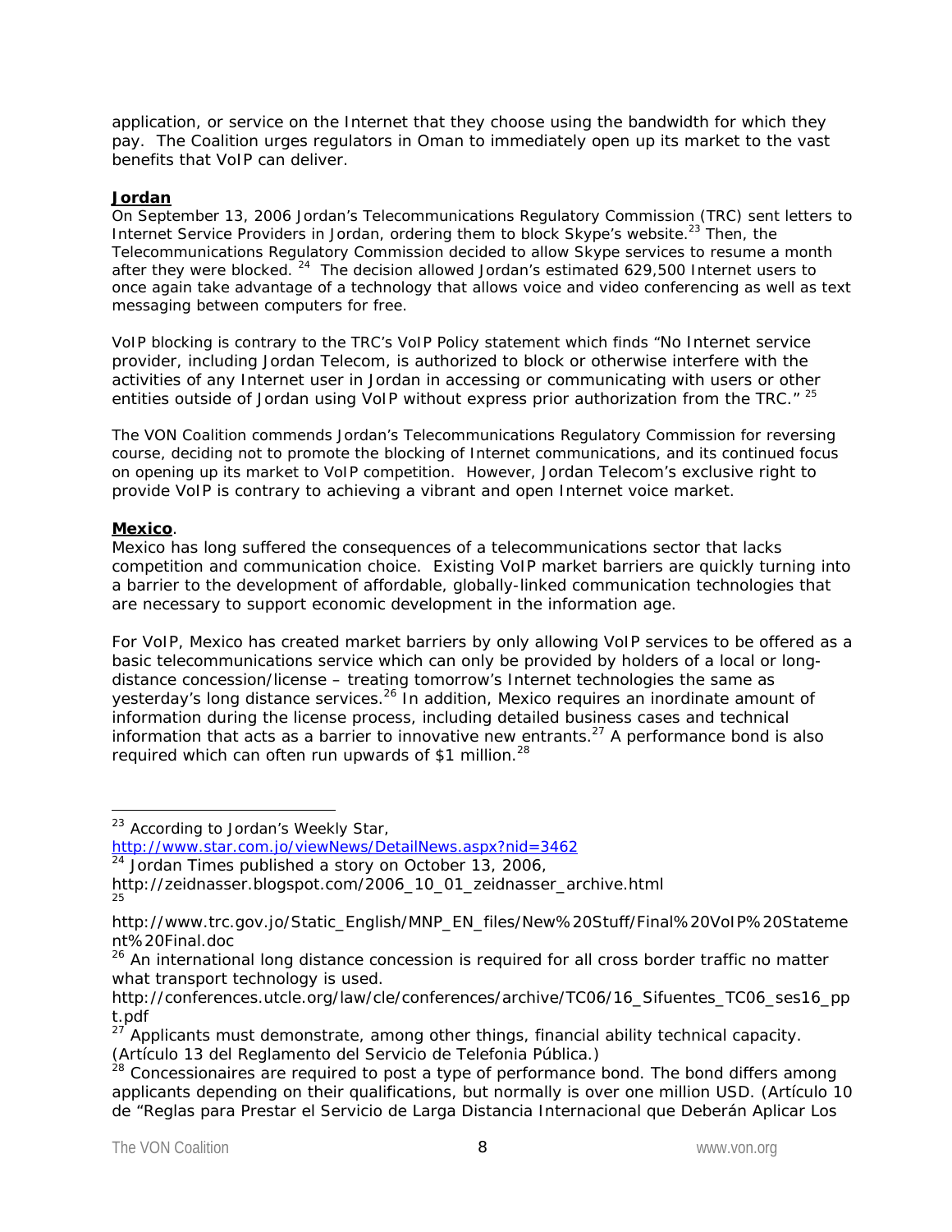application, or service on the Internet that they choose using the bandwidth for which they pay. The Coalition urges regulators in Oman to immediately open up its market to the vast benefits that VoIP can deliver.

**Jordan**

On September 13, 2006 Jordan's Telecommunications Regulatory Commission (TRC) sent letters to Internet Service Providers in Jordan, ordering them to block Skype's website.[23] Then, the Telecommunications Regulatory Commission decided to allow Skype services to resume a month after they were blocked. [24] The decision allowed Jordan's estimated 629,500 Internet users to once again take advantage of a technology that allows voice and video conferencing as well as text messaging between computers for free.

VoIP blocking is contrary to the TRC's VoIP Policy statement which finds "No Internet service provider, including Jordan Telecom, is authorized to block or otherwise interfere with the activities of any Internet user in Jordan in accessing or communicating with users or other entities outside of Jordan using VoIP without express prior authorization from the TRC." [25]

The VON Coalition commends Jordan's Telecommunications Regulatory Commission for reversing course, deciding not to promote the blocking of Internet communications, and its continued focus on opening up its market to VoIP competition. However, Jordan Telecom's exclusive right to provide VoIP is contrary to achieving a vibrant and open Internet voice market.

**Mexico**.

Mexico has long suffered the consequences of a telecommunications sector that lacks competition and communication choice. Existing VoIP market barriers are quickly turning into a barrier to the development of affordable, globally-linked communication technologies that are necessary to support economic development in the information age.

For VoIP, Mexico has created market barriers by only allowing VoIP services to be offered as a basic telecommunications service which can only be provided by holders of a local or long-distance concession/license – treating tomorrow's Internet technologies the same as yesterday's long distance services.[26] In addition, Mexico requires an inordinate amount of information during the license process, including detailed business cases and technical information that acts as a barrier to innovative new entrants.[27] A performance bond is also required which can often run upwards of $1 million.[28]

---

[23] According to Jordan's Weekly Star, http://www.star.com.jo/viewNews/DetailNews.aspx?nid=3462

[24] Jordan Times published a story on October 13, 2006, http://zeidnasser.blogspot.com/2006_10_01_zeidnasser_archive.html

[25] http://www.trc.gov.jo/Static_English/MNP_EN_files/New%20Stuff/Final%20VoIP%20Statement%20Final.doc

[26] An international long distance concession is required for all cross border traffic no matter what transport technology is used. http://conferences.utcle.org/law/cle/conferences/archive/TC06/16_Sifuentes_TC06_ses16_ppt.pdf

[27] Applicants must demonstrate, among other things, financial ability technical capacity. (Artículo 13 del Reglamento del Servicio de Telefonia Pública.)

[28] Concessionaires are required to post a type of performance bond. The bond differs among applicants depending on their qualifications, but normally is over one million USD. (Artículo 10 de "Reglas para Prestar el Servicio de Larga Distancia Internacional que Deberán Aplicar Los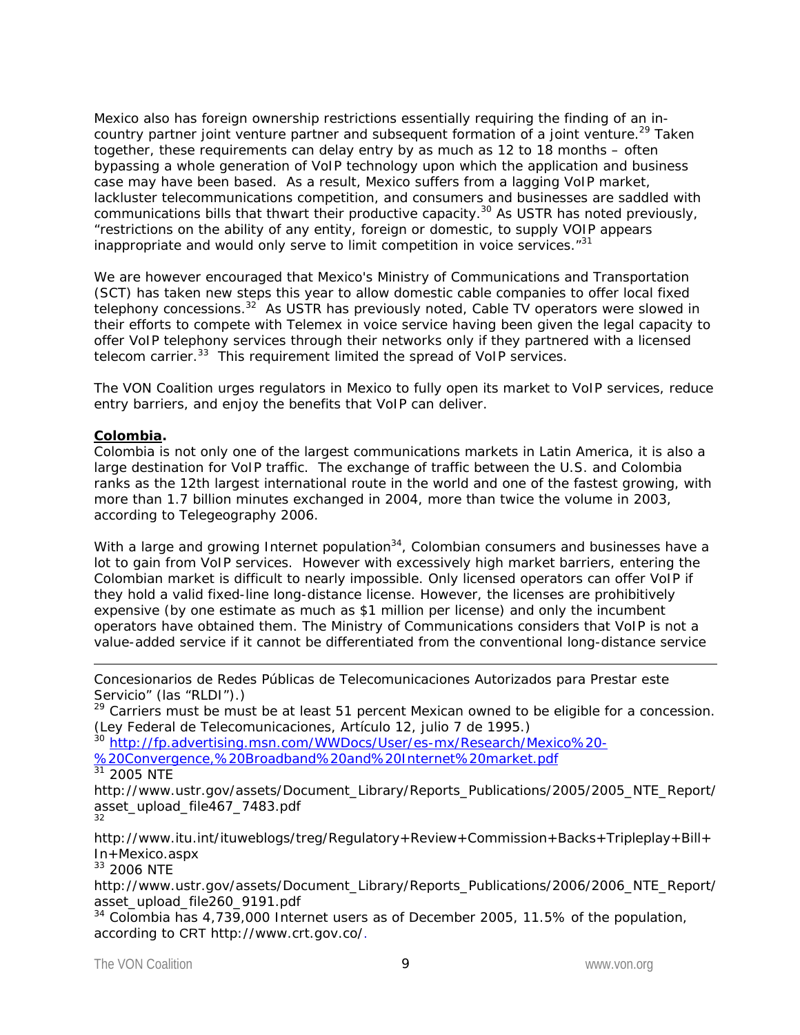Mexico also has foreign ownership restrictions essentially requiring the finding of an in-country partner joint venture partner and subsequent formation of a joint venture.[29] Taken together, these requirements can delay entry by as much as 12 to 18 months – often bypassing a whole generation of VoIP technology upon which the application and business case may have been based. As a result, Mexico suffers from a lagging VoIP market, lackluster telecommunications competition, and consumers and businesses are saddled with communications bills that thwart their productive capacity.[30] As USTR has noted previously, "restrictions on the ability of any entity, foreign or domestic, to supply VOIP appears inappropriate and would only serve to limit competition in voice services."[31]

We are however encouraged that Mexico's Ministry of Communications and Transportation (SCT) has taken new steps this year to allow domestic cable companies to offer local fixed telephony concessions.[32] As USTR has previously noted, Cable TV operators were slowed in their efforts to compete with Telemex in voice service having been given the legal capacity to offer VoIP telephony services through their networks only if they partnered with a licensed telecom carrier.[33] This requirement limited the spread of VoIP services.

The VON Coalition urges regulators in Mexico to fully open its market to VoIP services, reduce entry barriers, and enjoy the benefits that VoIP can deliver.

**<u>Colombia</u>.**

Colombia is not only one of the largest communications markets in Latin America, it is also a large destination for VoIP traffic. The exchange of traffic between the U.S. and Colombia ranks as the 12th largest international route in the world and one of the fastest growing, with more than 1.7 billion minutes exchanged in 2004, more than twice the volume in 2003, according to Telegeography 2006.

With a large and growing Internet population[34], Colombian consumers and businesses have a lot to gain from VoIP services. However with excessively high market barriers, entering the Colombian market is difficult to nearly impossible. Only licensed operators can offer VoIP if they hold a valid fixed-line long-distance license. However, the licenses are prohibitively expensive (by one estimate as much as $1 million per license) and only the incumbent operators have obtained them. The Ministry of Communications considers that VoIP is not a value-added service if it cannot be differentiated from the conventional long-distance service

---

Concesionarios de Redes Públicas de Telecomunicaciones Autorizados para Prestar este Servicio" (las "RLDI").)

[29] Carriers must be must be at least 51 percent Mexican owned to be eligible for a concession. (Ley Federal de Telecomunicaciones, Artículo 12, julio 7 de 1995.)

[30] http://fp.advertising.msn.com/WWDocs/User/es-mx/Research/Mexico%20-%20Convergence,%20Broadband%20and%20Internet%20market.pdf

[31] 2005 NTE http://www.ustr.gov/assets/Document_Library/Reports_Publications/2005/2005_NTE_Report/asset_upload_file467_7483.pdf

[32] http://www.itu.int/ituweblogs/treg/Regulatory+Review+Commission+Backs+Tripleplay+Bill+In+Mexico.aspx

[33] 2006 NTE http://www.ustr.gov/assets/Document_Library/Reports_Publications/2006/2006_NTE_Report/asset_upload_file260_9191.pdf

[34] Colombia has 4,739,000 Internet users as of December 2005, 11.5% of the population, according to CRT http://www.crt.gov.co/.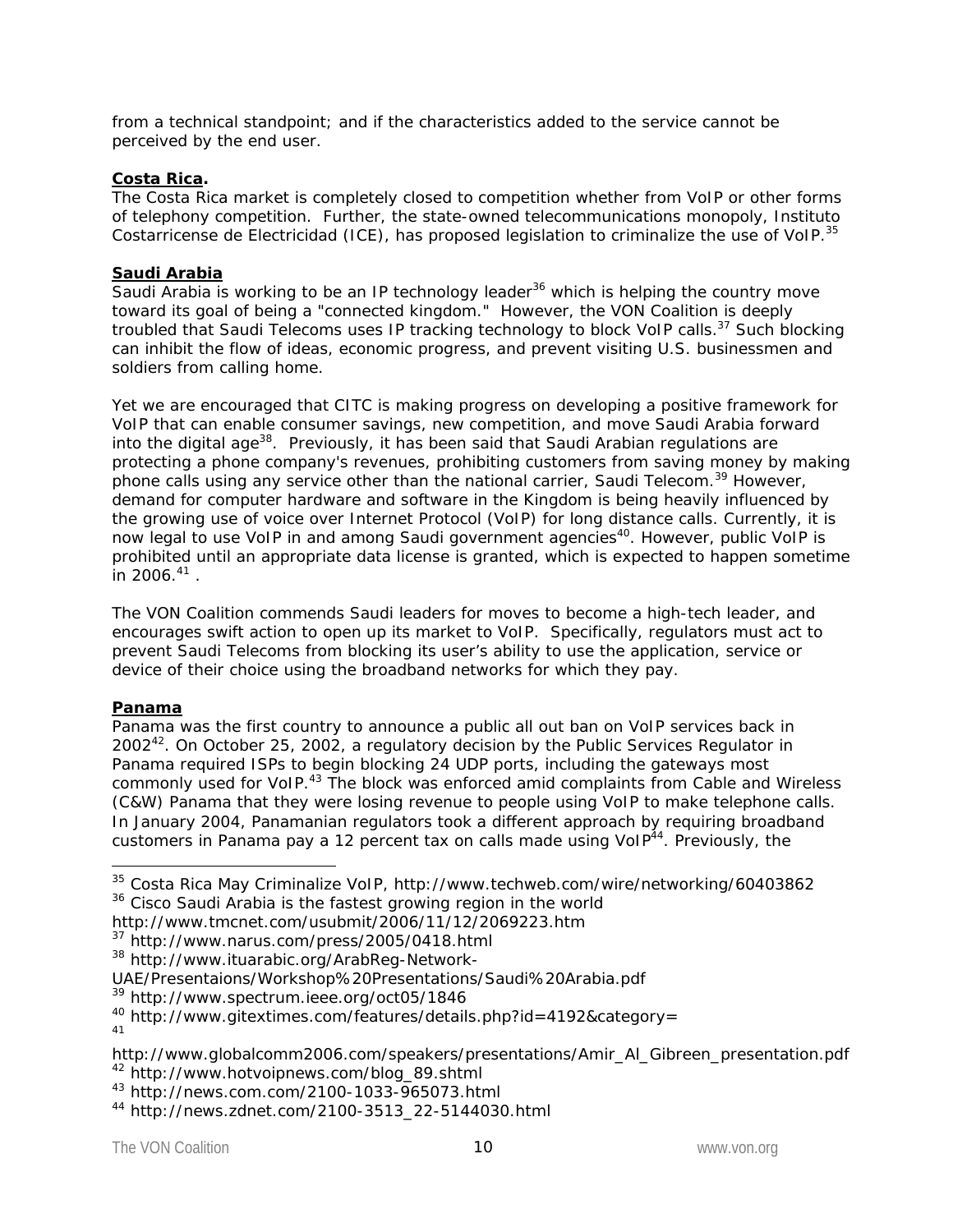from a technical standpoint; and if the characteristics added to the service cannot be perceived by the end user.

**Costa Rica.**

The Costa Rica market is completely closed to competition whether from VoIP or other forms of telephony competition. Further, the state-owned telecommunications monopoly, Instituto Costarricense de Electricidad (ICE), has proposed legislation to criminalize the use of VoIP.[35]

**Saudi Arabia**

Saudi Arabia is working to be an IP technology leader[36] which is helping the country move toward its goal of being a "connected kingdom." However, the VON Coalition is deeply troubled that Saudi Telecoms uses IP tracking technology to block VoIP calls.[37] Such blocking can inhibit the flow of ideas, economic progress, and prevent visiting U.S. businessmen and soldiers from calling home.

Yet we are encouraged that CITC is making progress on developing a positive framework for VoIP that can enable consumer savings, new competition, and move Saudi Arabia forward into the digital age[38]. Previously, it has been said that Saudi Arabian regulations are protecting a phone company's revenues, prohibiting customers from saving money by making phone calls using any service other than the national carrier, Saudi Telecom.[39] However, demand for computer hardware and software in the Kingdom is being heavily influenced by the growing use of voice over Internet Protocol (VoIP) for long distance calls. Currently, it is now legal to use VoIP in and among Saudi government agencies[40]. However, public VoIP is prohibited until an appropriate data license is granted, which is expected to happen sometime in 2006.[41] .

The VON Coalition commends Saudi leaders for moves to become a high-tech leader, and encourages swift action to open up its market to VoIP. Specifically, regulators must act to prevent Saudi Telecoms from blocking its user's ability to use the application, service or device of their choice using the broadband networks for which they pay.

**Panama**

Panama was the first country to announce a public all out ban on VoIP services back in 2002[42]. On October 25, 2002, a regulatory decision by the Public Services Regulator in Panama required ISPs to begin blocking 24 UDP ports, including the gateways most commonly used for VoIP.[43] The block was enforced amid complaints from Cable and Wireless (C&W) Panama that they were losing revenue to people using VoIP to make telephone calls. In January 2004, Panamanian regulators took a different approach by requiring broadband customers in Panama pay a 12 percent tax on calls made using VoIP[44]. Previously, the

---

[35] Costa Rica May Criminalize VoIP, http://www.techweb.com/wire/networking/60403862

[36] Cisco Saudi Arabia is the fastest growing region in the world http://www.tmcnet.com/usubmit/2006/11/12/2069223.htm

[37] http://www.narus.com/press/2005/0418.html

[38] http://www.ituarabic.org/ArabReg-Network-UAE/Presentaions/Workshop%20Presentations/Saudi%20Arabia.pdf

[39] http://www.spectrum.ieee.org/oct05/1846

[40] http://www.gitextimes.com/features/details.php?id=4192&category=

[41] http://www.globalcomm2006.com/speakers/presentations/Amir_Al_Gibreen_presentation.pdf

[42] http://www.hotvoipnews.com/blog_89.shtml

[43] http://news.com.com/2100-1033-965073.html

[44] http://news.zdnet.com/2100-3513_22-5144030.html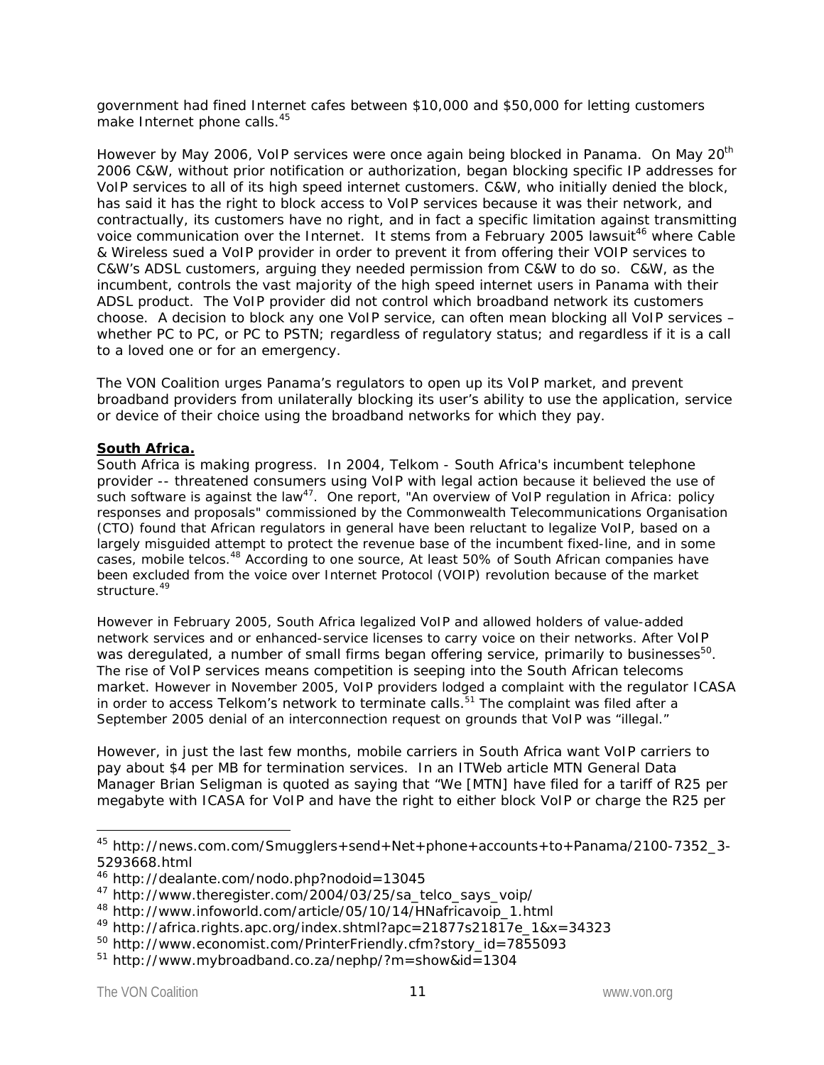government had fined Internet cafes between $10,000 and $50,000 for letting customers make Internet phone calls.[45]

However by May 2006, VoIP services were once again being blocked in Panama. On May 20th 2006 C&W, without prior notification or authorization, began blocking specific IP addresses for VoIP services to all of its high speed internet customers. C&W, who initially denied the block, has said it has the right to block access to VoIP services because it was their network, and contractually, its customers have no right, and in fact a specific limitation against transmitting voice communication over the Internet. It stems from a February 2005 lawsuit[46] where Cable & Wireless sued a VoIP provider in order to prevent it from offering their VOIP services to C&W's ADSL customers, arguing they needed permission from C&W to do so. C&W, as the incumbent, controls the vast majority of the high speed internet users in Panama with their ADSL product. The VoIP provider did not control which broadband network its customers choose. A decision to block any one VoIP service, can often mean blocking all VoIP services – whether PC to PC, or PC to PSTN; regardless of regulatory status; and regardless if it is a call to a loved one or for an emergency.

The VON Coalition urges Panama's regulators to open up its VoIP market, and prevent broadband providers from unilaterally blocking its user's ability to use the application, service or device of their choice using the broadband networks for which they pay.

**South Africa.**

South Africa is making progress. In 2004, Telkom - South Africa's incumbent telephone provider -- threatened consumers using VoIP with legal action because it believed the use of such software is against the law[47]. One report, "An overview of VoIP regulation in Africa: policy responses and proposals" commissioned by the Commonwealth Telecommunications Organisation (CTO) found that African regulators in general have been reluctant to legalize VoIP, based on a largely misguided attempt to protect the revenue base of the incumbent fixed-line, and in some cases, mobile telcos.[48] According to one source, At least 50% of South African companies have been excluded from the voice over Internet Protocol (VOIP) revolution because of the market structure.[49]

However in February 2005, South Africa legalized VoIP and allowed holders of value-added network services and or enhanced-service licenses to carry voice on their networks. After VoIP was deregulated, a number of small firms began offering service, primarily to businesses[50]. The rise of VoIP services means competition is seeping into the South African telecoms market. However in November 2005, VoIP providers lodged a complaint with the regulator ICASA in order to access Telkom's network to terminate calls.[51] The complaint was filed after a September 2005 denial of an interconnection request on grounds that VoIP was "illegal."

However, in just the last few months, mobile carriers in South Africa want VoIP carriers to pay about $4 per MB for termination services. In an ITWeb article MTN General Data Manager Brian Seligman is quoted as saying that "We [MTN] have filed for a tariff of R25 per megabyte with ICASA for VoIP and have the right to either block VoIP or charge the R25 per

---

[45] http://news.com.com/Smugglers+send+Net+phone+accounts+to+Panama/2100-7352_3-5293668.html
[46] http://dealante.com/nodo.php?nodoid=13045
[47] http://www.theregister.com/2004/03/25/sa_telco_says_voip/
[48] http://www.infoworld.com/article/05/10/14/HNafricavoip_1.html
[49] http://africa.rights.apc.org/index.shtml?apc=21877s21817e_1&x=34323
[50] http://www.economist.com/PrinterFriendly.cfm?story_id=7855093
[51] http://www.mybroadband.co.za/nephp/?m=show&id=1304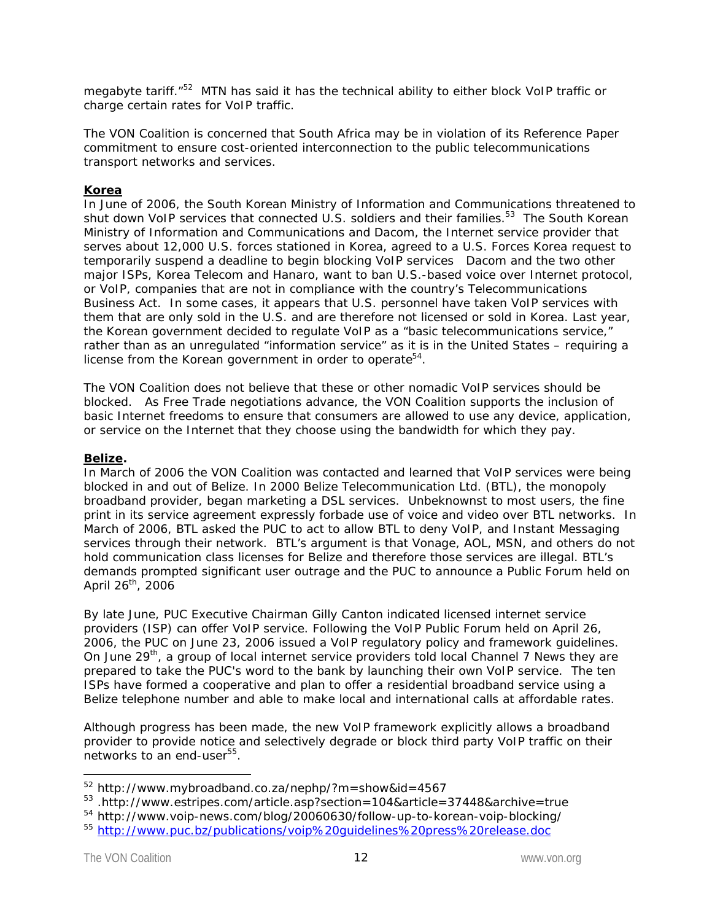megabyte tariff."[52] MTN has said it has the technical ability to either block VoIP traffic or charge certain rates for VoIP traffic.

The VON Coalition is concerned that South Africa may be in violation of its Reference Paper commitment to ensure cost-oriented interconnection to the public telecommunications transport networks and services.

**Korea**

In June of 2006, the South Korean Ministry of Information and Communications threatened to shut down VoIP services that connected U.S. soldiers and their families.[53] The South Korean Ministry of Information and Communications and Dacom, the Internet service provider that serves about 12,000 U.S. forces stationed in Korea, agreed to a U.S. Forces Korea request to temporarily suspend a deadline to begin blocking VoIP services Dacom and the two other major ISPs, Korea Telecom and Hanaro, want to ban U.S.-based voice over Internet protocol, or VoIP, companies that are not in compliance with the country's Telecommunications Business Act. In some cases, it appears that U.S. personnel have taken VoIP services with them that are only sold in the U.S. and are therefore not licensed or sold in Korea. Last year, the Korean government decided to regulate VoIP as a "basic telecommunications service," rather than as an unregulated "information service" as it is in the United States – requiring a license from the Korean government in order to operate[54].

The VON Coalition does not believe that these or other nomadic VoIP services should be blocked. As Free Trade negotiations advance, the VON Coalition supports the inclusion of basic Internet freedoms to ensure that consumers are allowed to use any device, application, or service on the Internet that they choose using the bandwidth for which they pay.

**Belize.**

In March of 2006 the VON Coalition was contacted and learned that VoIP services were being blocked in and out of Belize. In 2000 Belize Telecommunication Ltd. (BTL), the monopoly broadband provider, began marketing a DSL services. Unbeknownst to most users, the fine print in its service agreement expressly forbade use of voice and video over BTL networks. In March of 2006, BTL asked the PUC to act to allow BTL to deny VoIP, and Instant Messaging services through their network. BTL's argument is that Vonage, AOL, MSN, and others do not hold communication class licenses for Belize and therefore those services are illegal. BTL's demands prompted significant user outrage and the PUC to announce a Public Forum held on April 26th, 2006

By late June, PUC Executive Chairman Gilly Canton indicated licensed internet service providers (ISP) can offer VoIP service. Following the VoIP Public Forum held on April 26, 2006, the PUC on June 23, 2006 issued a VoIP regulatory policy and framework guidelines. On June 29th, a group of local internet service providers told local Channel 7 News they are prepared to take the PUC's word to the bank by launching their own VoIP service. The ten ISPs have formed a cooperative and plan to offer a residential broadband service using a Belize telephone number and able to make local and international calls at affordable rates.

Although progress has been made, the new VoIP framework explicitly allows a broadband provider to provide notice and selectively degrade or block third party VoIP traffic on their networks to an end-user[55].

---

[52] http://www.mybroadband.co.za/nephp/?m=show&id=4567

[53] .http://www.estripes.com/article.asp?section=104&article=37448&archive=true

[54] http://www.voip-news.com/blog/20060630/follow-up-to-korean-voip-blocking/

[55] http://www.puc.bz/publications/voip%20guidelines%20press%20release.doc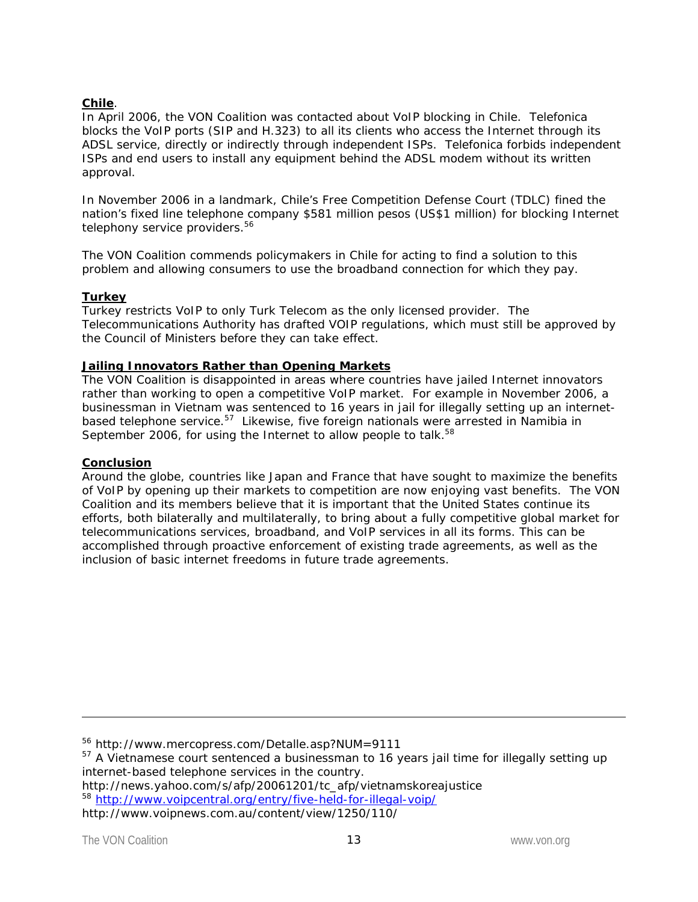**Chile**.

In April 2006, the VON Coalition was contacted about VoIP blocking in Chile. Telefonica blocks the VoIP ports (SIP and H.323) to all its clients who access the Internet through its ADSL service, directly or indirectly through independent ISPs. Telefonica forbids independent ISPs and end users to install any equipment behind the ADSL modem without its written approval.

In November 2006 in a landmark, Chile's Free Competition Defense Court (TDLC) fined the nation's fixed line telephone company $581 million pesos (US$1 million) for blocking Internet telephony service providers.[56]

The VON Coalition commends policymakers in Chile for acting to find a solution to this problem and allowing consumers to use the broadband connection for which they pay.

**Turkey**

Turkey restricts VoIP to only Turk Telecom as the only licensed provider. The Telecommunications Authority has drafted VOIP regulations, which must still be approved by the Council of Ministers before they can take effect.

**Jailing Innovators Rather than Opening Markets**

The VON Coalition is disappointed in areas where countries have jailed Internet innovators rather than working to open a competitive VoIP market. For example in November 2006, a businessman in Vietnam was sentenced to 16 years in jail for illegally setting up an internet-based telephone service.[57] Likewise, five foreign nationals were arrested in Namibia in September 2006, for using the Internet to allow people to talk.[58]

**Conclusion**

Around the globe, countries like Japan and France that have sought to maximize the benefits of VoIP by opening up their markets to competition are now enjoying vast benefits. The VON Coalition and its members believe that it is important that the United States continue its efforts, both bilaterally and multilaterally, to bring about a fully competitive global market for telecommunications services, broadband, and VoIP services in all its forms. This can be accomplished through proactive enforcement of existing trade agreements, as well as the inclusion of basic internet freedoms in future trade agreements.

---

[56] http://www.mercopress.com/Detalle.asp?NUM=9111

[57] A Vietnamese court sentenced a businessman to 16 years jail time for illegally setting up internet-based telephone services in the country.
http://news.yahoo.com/s/afp/20061201/tc_afp/vietnamskoreajustice

[58] http://www.voipcentral.org/entry/five-held-for-illegal-voip/
http://www.voipnews.com.au/content/view/1250/110/